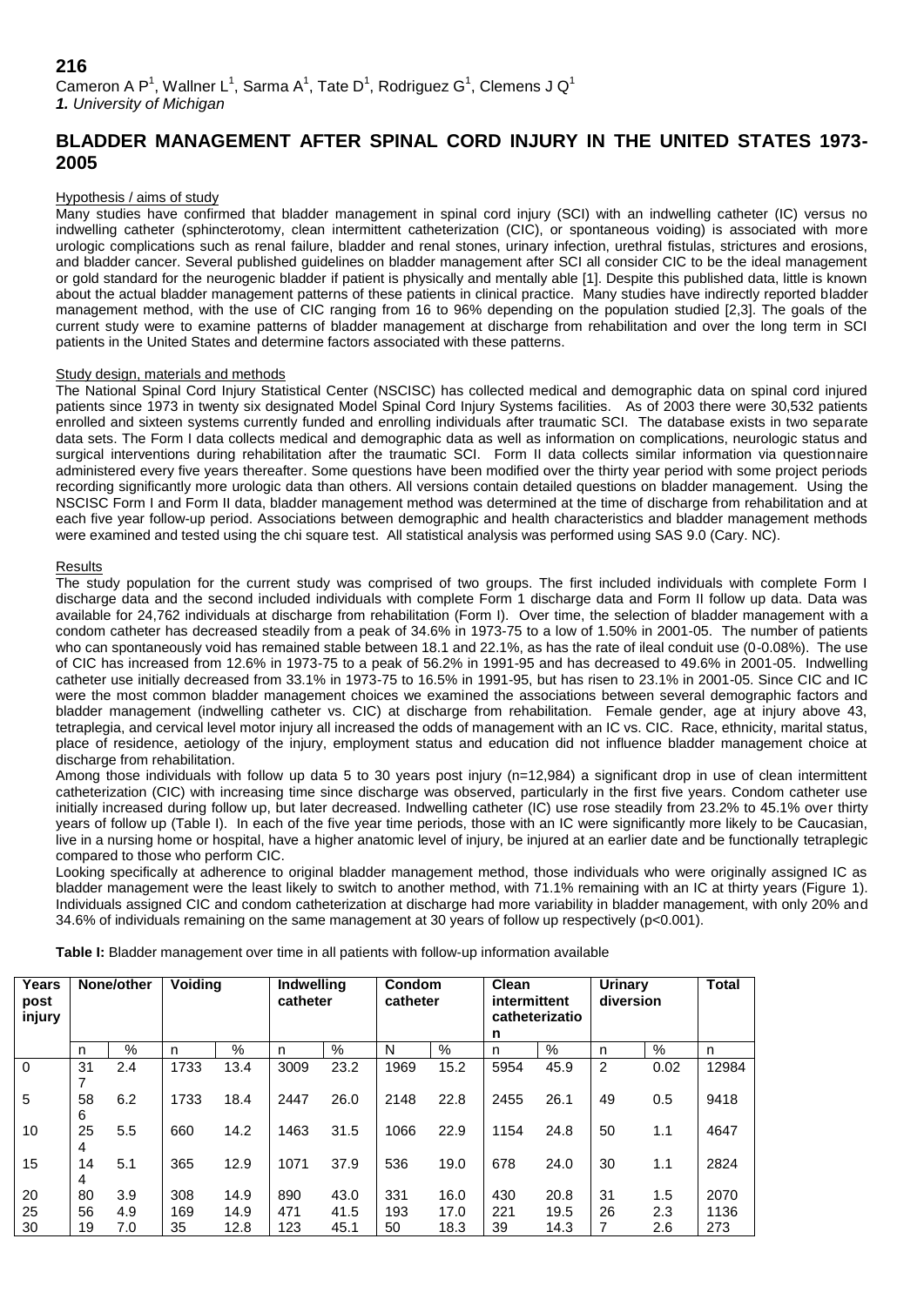**216**

Cameron A P[1], Wallner L[1], Sarma A[1], Tate D[1], Rodriguez G[1], Clemens J Q[1]

***1.** University of Michigan*

# BLADDER MANAGEMENT AFTER SPINAL CORD INJURY IN THE UNITED STATES 1973-2005

## Hypothesis / aims of study

Many studies have confirmed that bladder management in spinal cord injury (SCI) with an indwelling catheter (IC) versus no indwelling catheter (sphincterotomy, clean intermittent catheterization (CIC), or spontaneous voiding) is associated with more urologic complications such as renal failure, bladder and renal stones, urinary infection, urethral fistulas, strictures and erosions, and bladder cancer. Several published guidelines on bladder management after SCI all consider CIC to be the ideal management or gold standard for the neurogenic bladder if patient is physically and mentally able [1]. Despite this published data, little is known about the actual bladder management patterns of these patients in clinical practice. Many studies have indirectly reported bladder management method, with the use of CIC ranging from 16 to 96% depending on the population studied [2,3]. The goals of the current study were to examine patterns of bladder management at discharge from rehabilitation and over the long term in SCI patients in the United States and determine factors associated with these patterns.

## Study design, materials and methods

The National Spinal Cord Injury Statistical Center (NSCISC) has collected medical and demographic data on spinal cord injured patients since 1973 in twenty six designated Model Spinal Cord Injury Systems facilities. As of 2003 there were 30,532 patients enrolled and sixteen systems currently funded and enrolling individuals after traumatic SCI. The database exists in two separate data sets. The Form I data collects medical and demographic data as well as information on complications, neurologic status and surgical interventions during rehabilitation after the traumatic SCI. Form II data collects similar information via questionnaire administered every five years thereafter. Some questions have been modified over the thirty year period with some project periods recording significantly more urologic data than others. All versions contain detailed questions on bladder management. Using the NSCISC Form I and Form II data, bladder management method was determined at the time of discharge from rehabilitation and at each five year follow-up period. Associations between demographic and health characteristics and bladder management methods were examined and tested using the chi square test. All statistical analysis was performed using SAS 9.0 (Cary. NC).

## Results

The study population for the current study was comprised of two groups. The first included individuals with complete Form I discharge data and the second included individuals with complete Form 1 discharge data and Form II follow up data. Data was available for 24,762 individuals at discharge from rehabilitation (Form I). Over time, the selection of bladder management with a condom catheter has decreased steadily from a peak of 34.6% in 1973-75 to a low of 1.50% in 2001-05. The number of patients who can spontaneously void has remained stable between 18.1 and 22.1%, as has the rate of ileal conduit use (0-0.08%). The use of CIC has increased from 12.6% in 1973-75 to a peak of 56.2% in 1991-95 and has decreased to 49.6% in 2001-05. Indwelling catheter use initially decreased from 33.1% in 1973-75 to 16.5% in 1991-95, but has risen to 23.1% in 2001-05. Since CIC and IC were the most common bladder management choices we examined the associations between several demographic factors and bladder management (indwelling catheter vs. CIC) at discharge from rehabilitation. Female gender, age at injury above 43, tetraplegia, and cervical level motor injury all increased the odds of management with an IC vs. CIC. Race, ethnicity, marital status, place of residence, aetiology of the injury, employment status and education did not influence bladder management choice at discharge from rehabilitation.

Among those individuals with follow up data 5 to 30 years post injury (n=12,984) a significant drop in use of clean intermittent catheterization (CIC) with increasing time since discharge was observed, particularly in the first five years. Condom catheter use initially increased during follow up, but later decreased. Indwelling catheter (IC) use rose steadily from 23.2% to 45.1% over thirty years of follow up (Table I). In each of the five year time periods, those with an IC were significantly more likely to be Caucasian, live in a nursing home or hospital, have a higher anatomic level of injury, be injured at an earlier date and be functionally tetraplegic compared to those who perform CIC.

Looking specifically at adherence to original bladder management method, those individuals who were originally assigned IC as bladder management were the least likely to switch to another method, with 71.1% remaining with an IC at thirty years (Figure 1). Individuals assigned CIC and condom catheterization at discharge had more variability in bladder management, with only 20% and 34.6% of individuals remaining on the same management at 30 years of follow up respectively (p<0.001).

**Table I:** Bladder management over time in all patients with follow-up information available

| Years post injury | None/other | | Voiding | | Indwelling catheter | | Condom catheter | | Clean intermittent catheterization | | Urinary diversion | | Total |
|---|---|---|---|---|---|---|---|---|---|---|---|---|---|
| | n | % | n | % | n | % | N | % | n | % | n | % | n |
| 0 | 317 | 2.4 | 1733 | 13.4 | 3009 | 23.2 | 1969 | 15.2 | 5954 | 45.9 | 2 | 0.02 | 12984 |
| 5 | 586 | 6.2 | 1733 | 18.4 | 2447 | 26.0 | 2148 | 22.8 | 2455 | 26.1 | 49 | 0.5 | 9418 |
| 10 | 254 | 5.5 | 660 | 14.2 | 1463 | 31.5 | 1066 | 22.9 | 1154 | 24.8 | 50 | 1.1 | 4647 |
| 15 | 144 | 5.1 | 365 | 12.9 | 1071 | 37.9 | 536 | 19.0 | 678 | 24.0 | 30 | 1.1 | 2824 |
| 20 | 80 | 3.9 | 308 | 14.9 | 890 | 43.0 | 331 | 16.0 | 430 | 20.8 | 31 | 1.5 | 2070 |
| 25 | 56 | 4.9 | 169 | 14.9 | 471 | 41.5 | 193 | 17.0 | 221 | 19.5 | 26 | 2.3 | 1136 |
| 30 | 19 | 7.0 | 35 | 12.8 | 123 | 45.1 | 50 | 18.3 | 39 | 14.3 | 7 | 2.6 | 273 |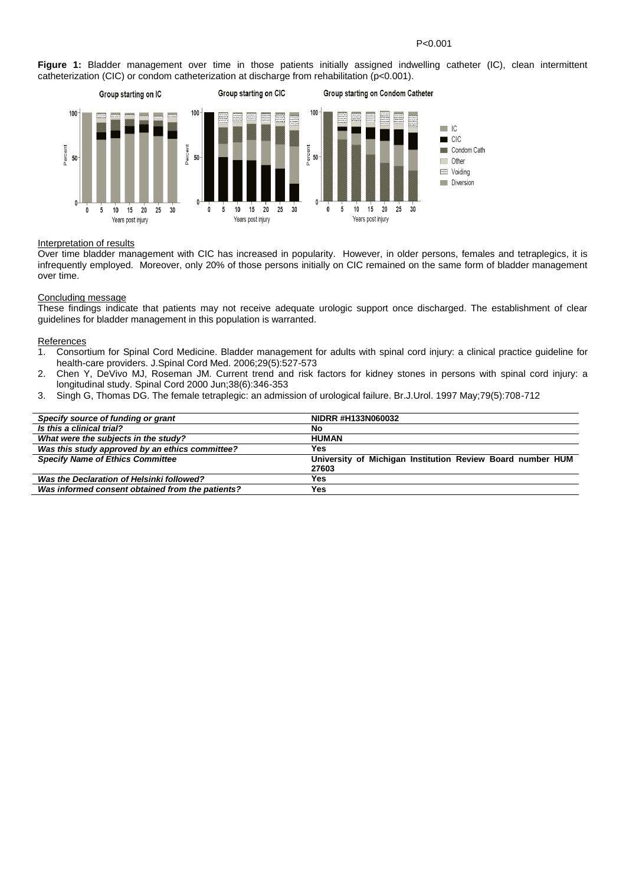P<0.001

**Figure 1:** Bladder management over time in those patients initially assigned indwelling catheter (IC), clean intermittent catheterization (CIC) or condom catheterization at discharge from rehabilitation (p<0.001).

Group starting on IC

Group starting on CIC

Group starting on Condom Catheter

100

50

0

Percent

0 5 10 15 20 25 30

Years post injury

IC

CIC

Condom Cath

Other

Voiding

Diversion

Interpretation of results

Over time bladder management with CIC has increased in popularity. However, in older persons, females and tetraplegics, it is infrequently employed. Moreover, only 20% of those persons initially on CIC remained on the same form of bladder management over time.

Concluding message

These findings indicate that patients may not receive adequate urologic support once discharged. The establishment of clear guidelines for bladder management in this population is warranted.

References

1. Consortium for Spinal Cord Medicine. Bladder management for adults with spinal cord injury: a clinical practice guideline for health-care providers. J.Spinal Cord Med. 2006;29(5):527-573
2. Chen Y, DeVivo MJ, Roseman JM. Current trend and risk factors for kidney stones in persons with spinal cord injury: a longitudinal study. Spinal Cord 2000 Jun;38(6):346-353
3. Singh G, Thomas DG. The female tetraplegic: an admission of urological failure. Br.J.Urol. 1997 May;79(5):708-712

| | |
|---|---|
| ***Specify source of funding or grant*** | **NIDRR #H133N060032** |
| ***Is this a clinical trial?*** | **No** |
| ***What were the subjects in the study?*** | **HUMAN** |
| ***Was this study approved by an ethics committee?*** | **Yes** |
| ***Specify Name of Ethics Committee*** | **University of Michigan Institution Review Board number HUM 27603** |
| ***Was the Declaration of Helsinki followed?*** | **Yes** |
| ***Was informed consent obtained from the patients?*** | **Yes** |